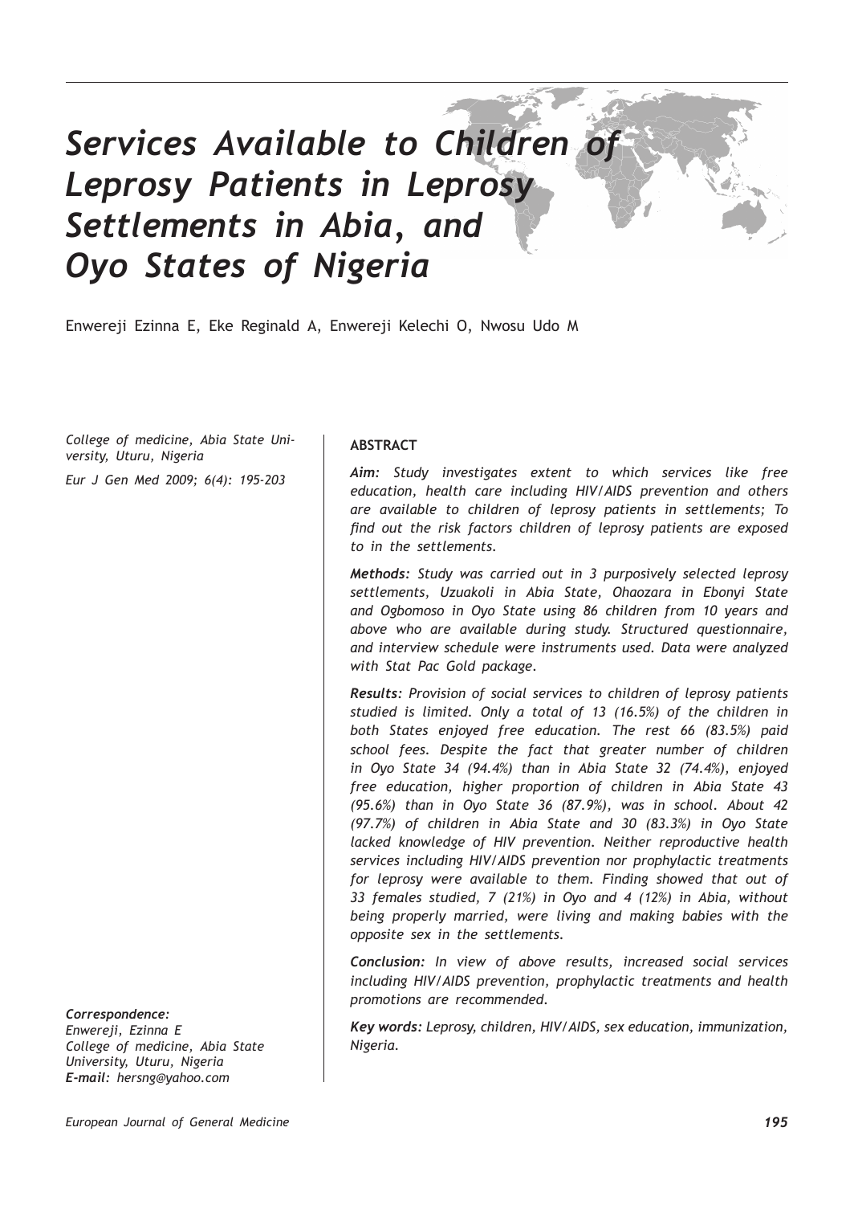# *Services Available to Children of Leprosy Patients in Leprosy Settlements in Abia, and Oyo States of Nigeria*

Enwereji Ezinna E, Eke Reginald A, Enwereji Kelechi O, Nwosu Udo M

*College of medicine, Abia State University, Uturu, Nigeria*

*Eur J Gen Med 2009; 6(4): 195-203*

## ABSTRACT

***Aim:*** *Study investigates extent to which services like free education, health care including HIV/AIDS prevention and others are available to children of leprosy patients in settlements; To find out the risk factors children of leprosy patients are exposed to in the settlements.*

***Methods:*** *Study was carried out in 3 purposively selected leprosy settlements, Uzuakoli in Abia State, Ohaozara in Ebonyi State and Ogbomoso in Oyo State using 86 children from 10 years and above who are available during study. Structured questionnaire, and interview schedule were instruments used. Data were analyzed with Stat Pac Gold package.*

***Results:*** *Provision of social services to children of leprosy patients studied is limited. Only a total of 13 (16.5%) of the children in both States enjoyed free education. The rest 66 (83.5%) paid school fees. Despite the fact that greater number of children in Oyo State 34 (94.4%) than in Abia State 32 (74.4%), enjoyed free education, higher proportion of children in Abia State 43 (95.6%) than in Oyo State 36 (87.9%), was in school. About 42 (97.7%) of children in Abia State and 30 (83.3%) in Oyo State lacked knowledge of HIV prevention. Neither reproductive health services including HIV/AIDS prevention nor prophylactic treatments for leprosy were available to them. Finding showed that out of 33 females studied, 7 (21%) in Oyo and 4 (12%) in Abia, without being properly married, were living and making babies with the opposite sex in the settlements.*

***Conclusion:*** *In view of above results, increased social services including HIV/AIDS prevention, prophylactic treatments and health promotions are recommended.*

***Key words:*** *Leprosy, children, HIV/AIDS, sex education, immunization, Nigeria.*

***Correspondence:***
*Enwereji, Ezinna E*
*College of medicine, Abia State University, Uturu, Nigeria*
***E-mail:*** *hersng@yahoo.com*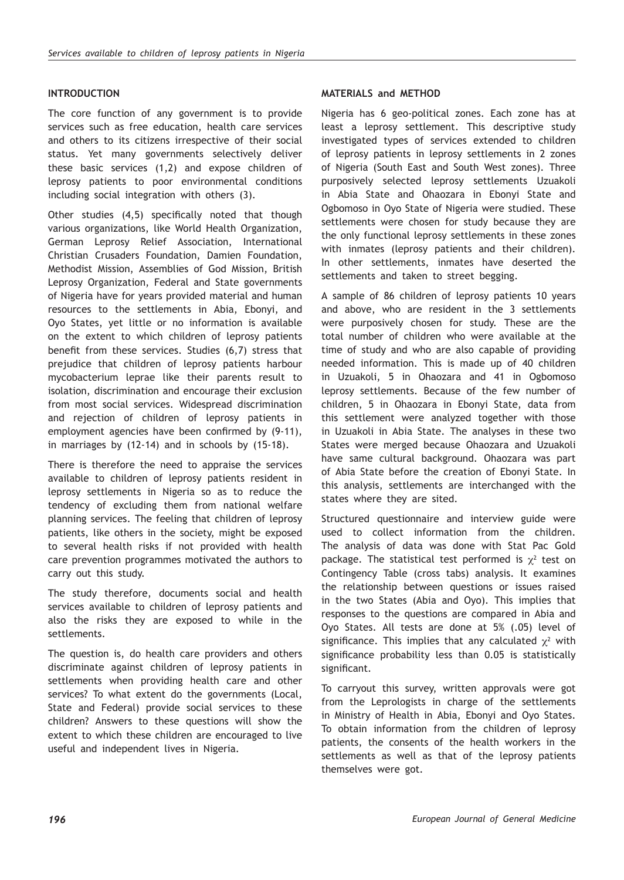## INTRODUCTION

The core function of any government is to provide services such as free education, health care services and others to its citizens irrespective of their social status. Yet many governments selectively deliver these basic services (1,2) and expose children of leprosy patients to poor environmental conditions including social integration with others (3).

Other studies (4,5) specifically noted that though various organizations, like World Health Organization, German Leprosy Relief Association, International Christian Crusaders Foundation, Damien Foundation, Methodist Mission, Assemblies of God Mission, British Leprosy Organization, Federal and State governments of Nigeria have for years provided material and human resources to the settlements in Abia, Ebonyi, and Oyo States, yet little or no information is available on the extent to which children of leprosy patients benefit from these services. Studies (6,7) stress that prejudice that children of leprosy patients harbour mycobacterium leprae like their parents result to isolation, discrimination and encourage their exclusion from most social services. Widespread discrimination and rejection of children of leprosy patients in employment agencies have been confirmed by (9-11), in marriages by (12-14) and in schools by (15-18).

There is therefore the need to appraise the services available to children of leprosy patients resident in leprosy settlements in Nigeria so as to reduce the tendency of excluding them from national welfare planning services. The feeling that children of leprosy patients, like others in the society, might be exposed to several health risks if not provided with health care prevention programmes motivated the authors to carry out this study.

The study therefore, documents social and health services available to children of leprosy patients and also the risks they are exposed to while in the settlements.

The question is, do health care providers and others discriminate against children of leprosy patients in settlements when providing health care and other services? To what extent do the governments (Local, State and Federal) provide social services to these children? Answers to these questions will show the extent to which these children are encouraged to live useful and independent lives in Nigeria.

## MATERIALS and METHOD

Nigeria has 6 geo-political zones. Each zone has at least a leprosy settlement. This descriptive study investigated types of services extended to children of leprosy patients in leprosy settlements in 2 zones of Nigeria (South East and South West zones). Three purposively selected leprosy settlements Uzuakoli in Abia State and Ohaozara in Ebonyi State and Ogbomoso in Oyo State of Nigeria were studied. These settlements were chosen for study because they are the only functional leprosy settlements in these zones with inmates (leprosy patients and their children). In other settlements, inmates have deserted the settlements and taken to street begging.

A sample of 86 children of leprosy patients 10 years and above, who are resident in the 3 settlements were purposively chosen for study. These are the total number of children who were available at the time of study and who are also capable of providing needed information. This is made up of 40 children in Uzuakoli, 5 in Ohaozara and 41 in Ogbomoso leprosy settlements. Because of the few number of children, 5 in Ohaozara in Ebonyi State, data from this settlement were analyzed together with those in Uzuakoli in Abia State. The analyses in these two States were merged because Ohaozara and Uzuakoli have same cultural background. Ohaozara was part of Abia State before the creation of Ebonyi State. In this analysis, settlements are interchanged with the states where they are sited.

Structured questionnaire and interview guide were used to collect information from the children. The analysis of data was done with Stat Pac Gold package. The statistical test performed is $\chi^2$ test on Contingency Table (cross tabs) analysis. It examines the relationship between questions or issues raised in the two States (Abia and Oyo). This implies that responses to the questions are compared in Abia and Oyo States. All tests are done at 5% (.05) level of significance. This implies that any calculated $\chi^2$ with significance probability less than 0.05 is statistically significant.

To carryout this survey, written approvals were got from the Leprologists in charge of the settlements in Ministry of Health in Abia, Ebonyi and Oyo States. To obtain information from the children of leprosy patients, the consents of the health workers in the settlements as well as that of the leprosy patients themselves were got.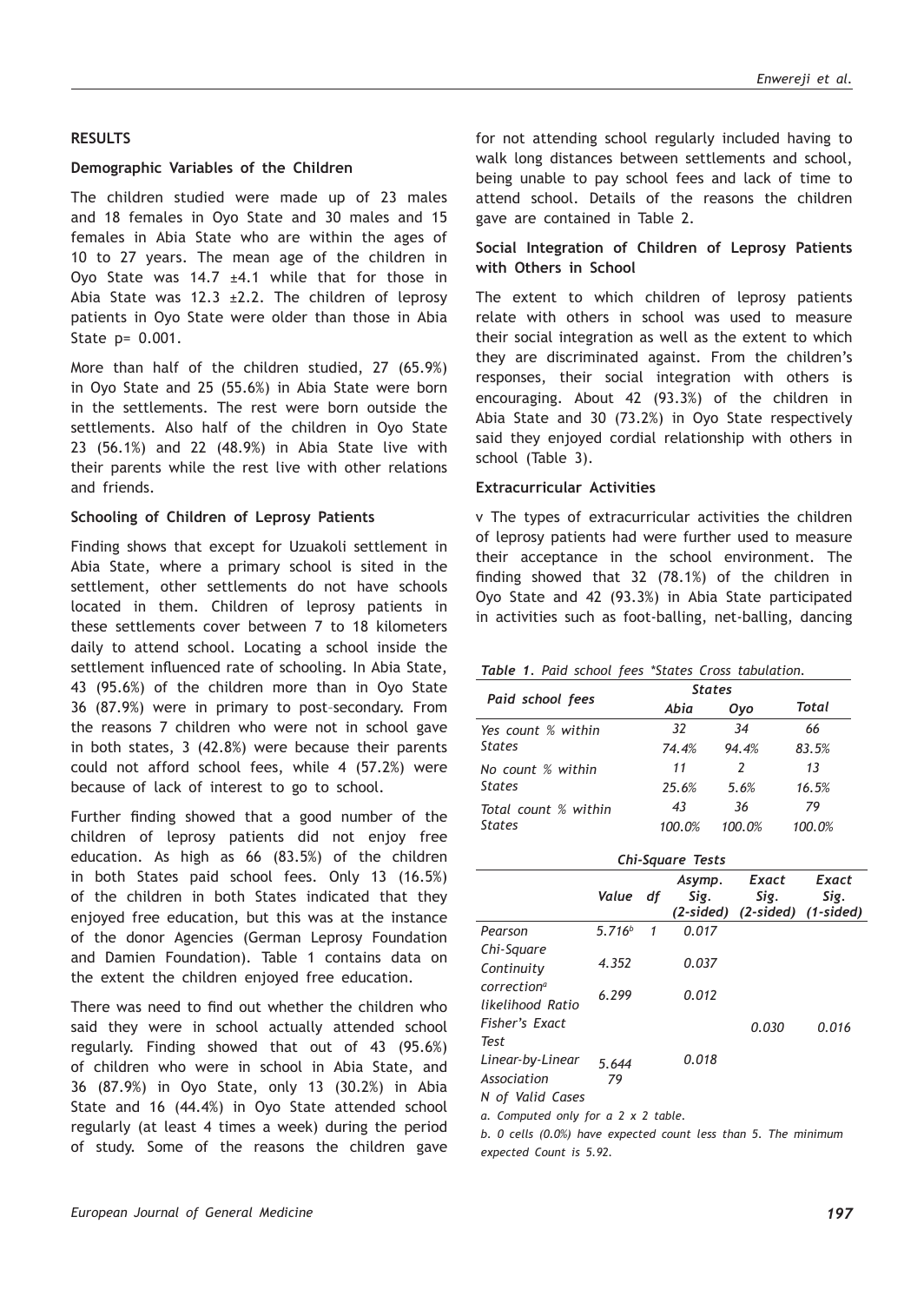## RESULTS

### Demographic Variables of the Children

The children studied were made up of 23 males and 18 females in Oyo State and 30 males and 15 females in Abia State who are within the ages of 10 to 27 years. The mean age of the children in Oyo State was 14.7 ±4.1 while that for those in Abia State was 12.3 ±2.2. The children of leprosy patients in Oyo State were older than those in Abia State p= 0.001.

More than half of the children studied, 27 (65.9%) in Oyo State and 25 (55.6%) in Abia State were born in the settlements. The rest were born outside the settlements. Also half of the children in Oyo State 23 (56.1%) and 22 (48.9%) in Abia State live with their parents while the rest live with other relations and friends.

### Schooling of Children of Leprosy Patients

Finding shows that except for Uzuakoli settlement in Abia State, where a primary school is sited in the settlement, other settlements do not have schools located in them. Children of leprosy patients in these settlements cover between 7 to 18 kilometers daily to attend school. Locating a school inside the settlement influenced rate of schooling. In Abia State, 43 (95.6%) of the children more than in Oyo State 36 (87.9%) were in primary to post–secondary. From the reasons 7 children who were not in school gave in both states, 3 (42.8%) were because their parents could not afford school fees, while 4 (57.2%) were because of lack of interest to go to school.

Further finding showed that a good number of the children of leprosy patients did not enjoy free education. As high as 66 (83.5%) of the children in both States paid school fees. Only 13 (16.5%) of the children in both States indicated that they enjoyed free education, but this was at the instance of the donor Agencies (German Leprosy Foundation and Damien Foundation). Table 1 contains data on the extent the children enjoyed free education.

There was need to find out whether the children who said they were in school actually attended school regularly. Finding showed that out of 43 (95.6%) of children who were in school in Abia State, and 36 (87.9%) in Oyo State, only 13 (30.2%) in Abia State and 16 (44.4%) in Oyo State attended school regularly (at least 4 times a week) during the period of study. Some of the reasons the children gave for not attending school regularly included having to walk long distances between settlements and school, being unable to pay school fees and lack of time to attend school. Details of the reasons the children gave are contained in Table 2.

### Social Integration of Children of Leprosy Patients with Others in School

The extent to which children of leprosy patients relate with others in school was used to measure their social integration as well as the extent to which they are discriminated against. From the children's responses, their social integration with others is encouraging. About 42 (93.3%) of the children in Abia State and 30 (73.2%) in Oyo State respectively said they enjoyed cordial relationship with others in school (Table 3).

### Extracurricular Activities

v The types of extracurricular activities the children of leprosy patients had were further used to measure their acceptance in the school environment. The finding showed that 32 (78.1%) of the children in Oyo State and 42 (93.3%) in Abia State participated in activities such as foot-balling, net-balling, dancing

*Table 1. Paid school fees *States Cross tabulation.*

| Paid school fees | States | | Total |
|---|---|---|---|
| | Abia | Oyo | |
| Yes count % within States | 32<br>74.4% | 34<br>94.4% | 66<br>83.5% |
| No count % within States | 11<br>25.6% | 2<br>5.6% | 13<br>16.5% |
| Total count % within States | 43<br>100.0% | 36<br>100.0% | 79<br>100.0% |

*Chi-Square Tests*

| | Value | df | Asymp. Sig. (2-sided) | Exact Sig. (2-sided) | Exact Sig. (1-sided) |
|---|---|---|---|---|---|
| Pearson Chi-Square | 5.716[b] | 1 | 0.017 | | |
| Continuity correction[a] | 4.352 | | 0.037 | | |
| likelihood Ratio | 6.299 | | 0.012 | | |
| Fisher's Exact Test | | | | 0.030 | 0.016 |
| Linear-by-Linear Association | 5.644 | | 0.018 | | |
| N of Valid Cases | 79 | | | | |

*a. Computed only for a 2 x 2 table.*

*b. 0 cells (0.0%) have expected count less than 5. The minimum expected Count is 5.92.*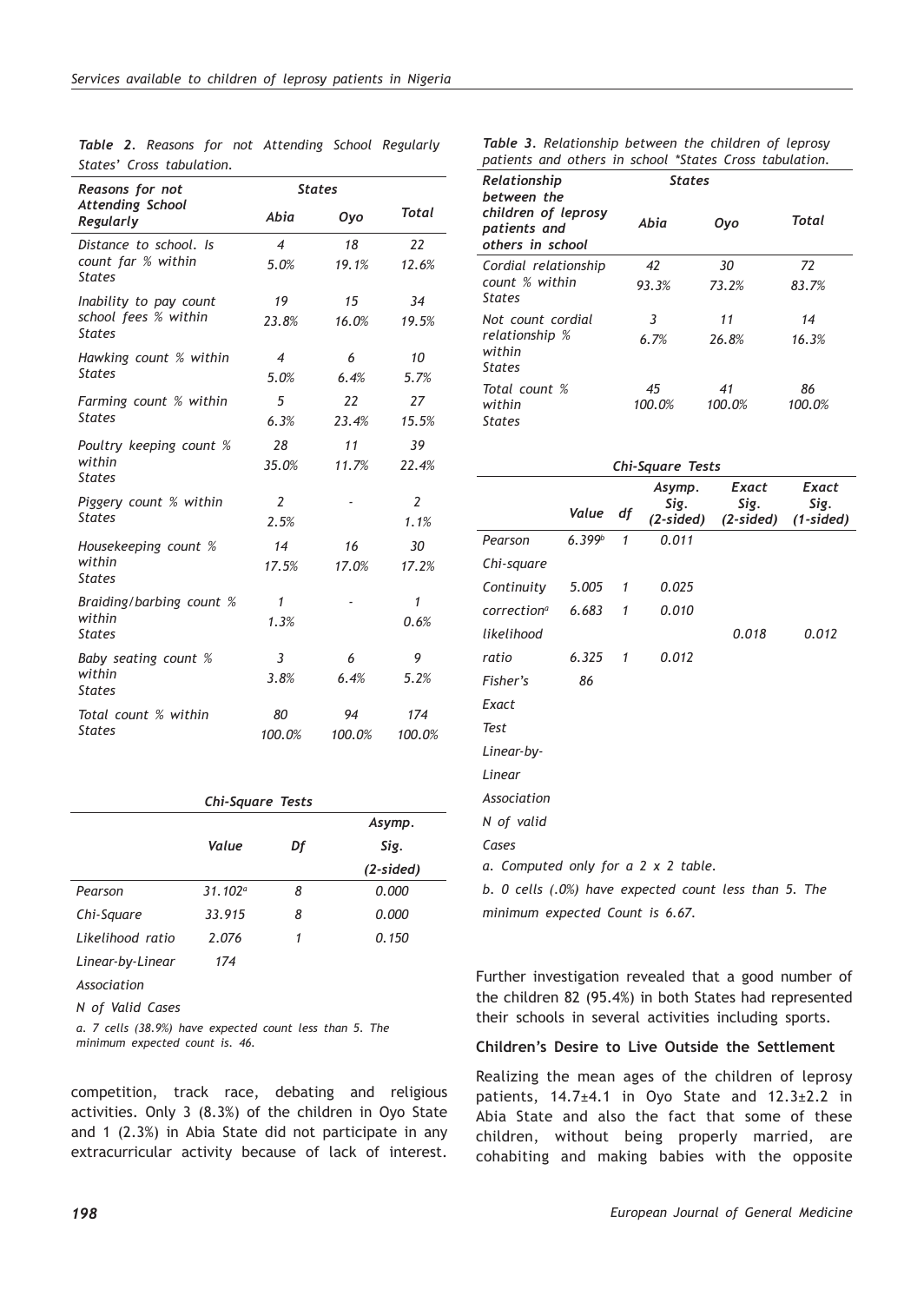*Table 2. Reasons for not Attending School Regularly States' Cross tabulation.*

| Reasons for not Attending School Regularly | States | | |
|---|---|---|---|
| | Abia | Oyo | Total |
| Distance to school. Is count far % within States | 4<br>5.0% | 18<br>19.1% | 22<br>12.6% |
| Inability to pay count school fees % within States | 19<br>23.8% | 15<br>16.0% | 34<br>19.5% |
| Hawking count % within States | 4<br>5.0% | 6<br>6.4% | 10<br>5.7% |
| Farming count % within States | 5<br>6.3% | 22<br>23.4% | 27<br>15.5% |
| Poultry keeping count % within States | 28<br>35.0% | 11<br>11.7% | 39<br>22.4% |
| Piggery count % within States | 2<br>2.5% | - | 2<br>1.1% |
| Housekeeping count % within States | 14<br>17.5% | 16<br>17.0% | 30<br>17.2% |
| Braiding/barbing count % within States | 1<br>1.3% | - | 1<br>0.6% |
| Baby seating count % within States | 3<br>3.8% | 6<br>6.4% | 9<br>5.2% |
| Total count % within States | 80<br>100.0% | 94<br>100.0% | 174<br>100.0% |

*Chi-Square Tests*

| | Value | Df | Asymp. Sig. (2-sided) |
|---|---|---|---|
| Pearson | 31.102[a] | 8 | 0.000 |
| Chi-Square | 33.915 | 8 | 0.000 |
| Likelihood ratio | 2.076 | 1 | 0.150 |
| Linear-by-Linear | 174 | | |
| Association | | | |
| N of Valid Cases | | | |

*a. 7 cells (38.9%) have expected count less than 5. The minimum expected count is. 46.*

competition, track race, debating and religious activities. Only 3 (8.3%) of the children in Oyo State and 1 (2.3%) in Abia State did not participate in any extracurricular activity because of lack of interest.

*Table 3. Relationship between the children of leprosy patients and others in school *States Cross tabulation.*

| Relationship between the children of leprosy patients and others in school | States | | |
|---|---|---|---|
| | Abia | Oyo | Total |
| Cordial relationship count % within States | 42<br>93.3% | 30<br>73.2% | 72<br>83.7% |
| Not count cordial relationship % within States | 3<br>6.7% | 11<br>26.8% | 14<br>16.3% |
| Total count % within States | 45<br>100.0% | 41<br>100.0% | 86<br>100.0% |

*Chi-Square Tests*

| | Value | df | Asymp. Sig. (2-sided) | Exact Sig. (2-sided) | Exact Sig. (1-sided) |
|---|---|---|---|---|---|
| Pearson | 6.399[b] | 1 | 0.011 | | |
| Chi-square | | | | | |
| Continuity | 5.005 | 1 | 0.025 | | |
| correction[a] | 6.683 | 1 | 0.010 | | |
| likelihood | | | | 0.018 | 0.012 |
| ratio | 6.325 | 1 | 0.012 | | |
| Fisher's | 86 | | | | |
| Exact | | | | | |
| Test | | | | | |
| Linear-by- | | | | | |
| Linear | | | | | |
| Association | | | | | |
| N of valid | | | | | |
| Cases | | | | | |

*a. Computed only for a 2 x 2 table.*

*b. 0 cells (.0%) have expected count less than 5. The minimum expected Count is 6.67.*

Further investigation revealed that a good number of the children 82 (95.4%) in both States had represented their schools in several activities including sports.

**Children's Desire to Live Outside the Settlement**

Realizing the mean ages of the children of leprosy patients, 14.7±4.1 in Oyo State and 12.3±2.2 in Abia State and also the fact that some of these children, without being properly married, are cohabiting and making babies with the opposite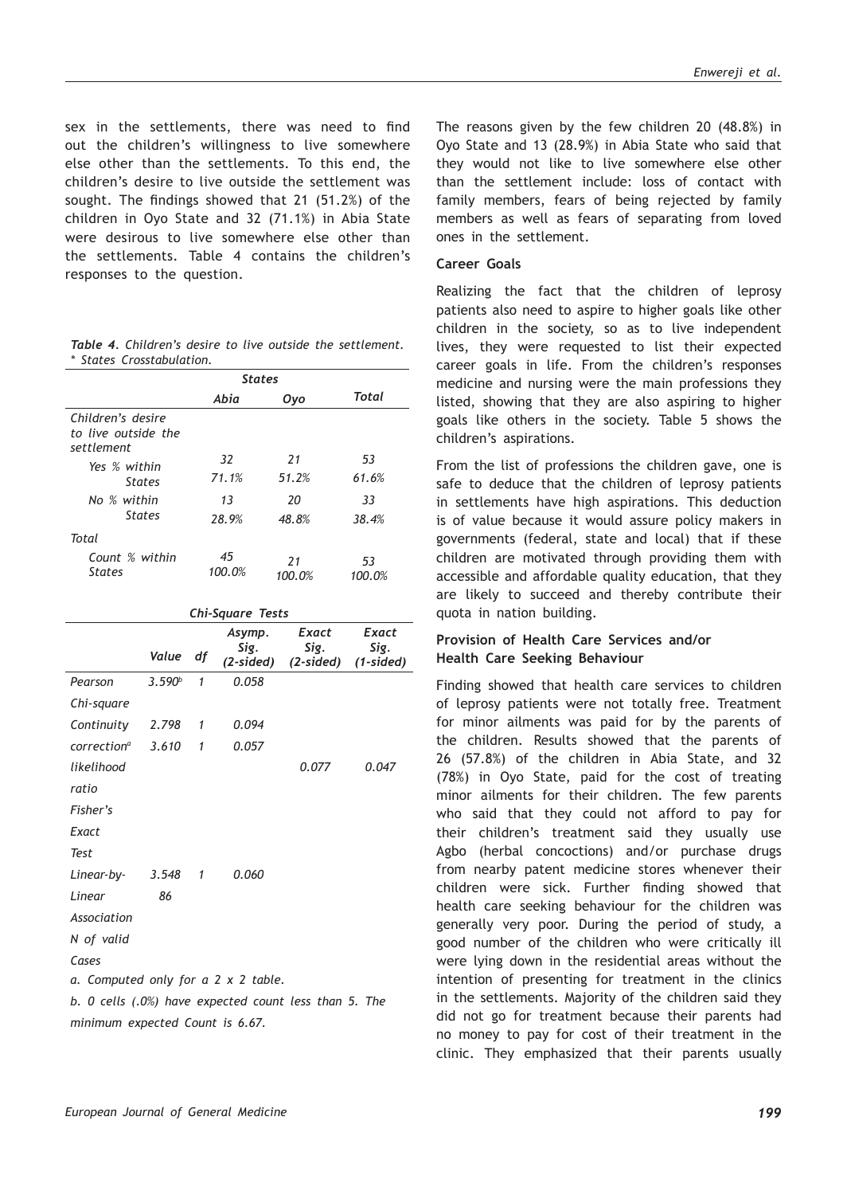sex in the settlements, there was need to find out the children's willingness to live somewhere else other than the settlements. To this end, the children's desire to live outside the settlement was sought. The findings showed that 21 (51.2%) of the children in Oyo State and 32 (71.1%) in Abia State were desirous to live somewhere else other than the settlements. Table 4 contains the children's responses to the question.

*Table 4. Children's desire to live outside the settlement. * States Crosstabulation.*

| | States | | |
|---|---|---|---|
| | *Abia* | *Oyo* | *Total* |
| *Children's desire to live outside the settlement* | | | |
| *Yes % within States* | 32<br>71.1% | 21<br>51.2% | 53<br>61.6% |
| *No % within States* | 13<br>28.9% | 20<br>48.8% | 33<br>38.4% |
| *Total* | | | |
| *Count % within States* | 45<br>100.0% | 21<br>100.0% | 53<br>100.0% |

*Chi-Square Tests*

| | Value | df | Asymp. Sig. (2-sided) | Exact Sig. (2-sided) | Exact Sig. (1-sided) |
|---|---|---|---|---|---|
| Pearson Chi-square | 3.590[b] | 1 | 0.058 | | |
| Continuity correction[a] | 2.798 | 1 | 0.094 | | |
| likelihood ratio | 3.610 | 1 | 0.057 | | |
| Fisher's Exact Test | | | | 0.077 | 0.047 |
| Linear-by-Linear Association | 3.548 | 1 | 0.060 | | |
| N of valid Cases | 86 | | | | |

*a. Computed only for a 2 x 2 table.*

*b. 0 cells (.0%) have expected count less than 5. The minimum expected Count is 6.67.*

The reasons given by the few children 20 (48.8%) in Oyo State and 13 (28.9%) in Abia State who said that they would not like to live somewhere else other than the settlement include: loss of contact with family members, fears of being rejected by family members as well as fears of separating from loved ones in the settlement.

**Career Goals**

Realizing the fact that the children of leprosy patients also need to aspire to higher goals like other children in the society, so as to live independent lives, they were requested to list their expected career goals in life. From the children's responses medicine and nursing were the main professions they listed, showing that they are also aspiring to higher goals like others in the society. Table 5 shows the children's aspirations.

From the list of professions the children gave, one is safe to deduce that the children of leprosy patients in settlements have high aspirations. This deduction is of value because it would assure policy makers in governments (federal, state and local) that if these children are motivated through providing them with accessible and affordable quality education, that they are likely to succeed and thereby contribute their quota in nation building.

**Provision of Health Care Services and/or Health Care Seeking Behaviour**

Finding showed that health care services to children of leprosy patients were not totally free. Treatment for minor ailments was paid for by the parents of the children. Results showed that the parents of 26 (57.8%) of the children in Abia State, and 32 (78%) in Oyo State, paid for the cost of treating minor ailments for their children. The few parents who said that they could not afford to pay for their children's treatment said they usually use Agbo (herbal concoctions) and/or purchase drugs from nearby patent medicine stores whenever their children were sick. Further finding showed that health care seeking behaviour for the children was generally very poor. During the period of study, a good number of the children who were critically ill were lying down in the residential areas without the intention of presenting for treatment in the clinics in the settlements. Majority of the children said they did not go for treatment because their parents had no money to pay for cost of their treatment in the clinic. They emphasized that their parents usually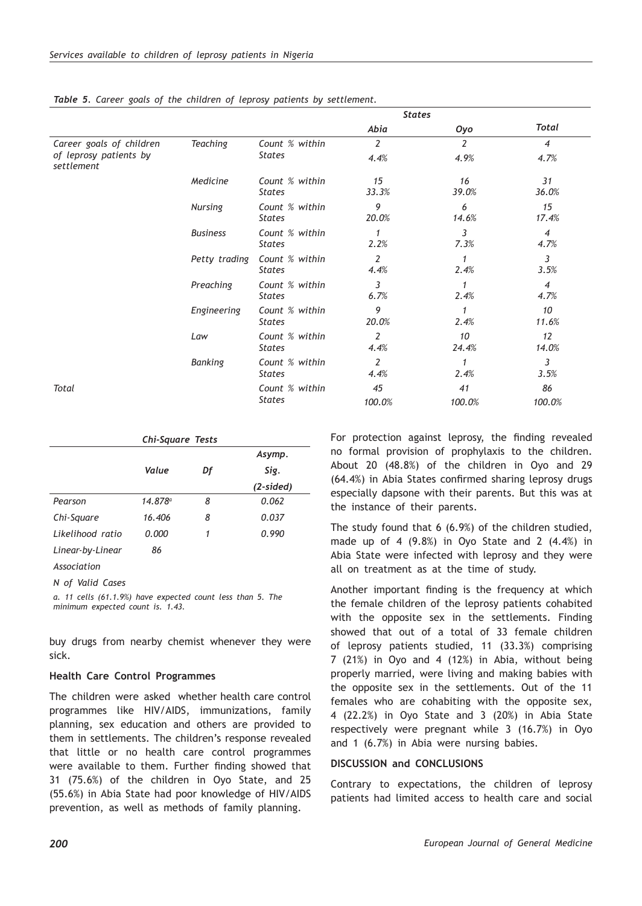*Table 5. Career goals of the children of leprosy patients by settlement.*

| | | | States | | |
|---|---|---|---|---|---|
| | | | Abia | Oyo | Total |
| Career goals of children of leprosy patients by settlement | Teaching | Count % within States | 2<br>4.4% | 2<br>4.9% | 4<br>4.7% |
| | Medicine | Count % within States | 15<br>33.3% | 16<br>39.0% | 31<br>36.0% |
| | Nursing | Count % within States | 9<br>20.0% | 6<br>14.6% | 15<br>17.4% |
| | Business | Count % within States | 1<br>2.2% | 3<br>7.3% | 4<br>4.7% |
| | Petty trading | Count % within States | 2<br>4.4% | 1<br>2.4% | 3<br>3.5% |
| | Preaching | Count % within States | 3<br>6.7% | 1<br>2.4% | 4<br>4.7% |
| | Engineering | Count % within States | 9<br>20.0% | 1<br>2.4% | 10<br>11.6% |
| | Law | Count % within States | 2<br>4.4% | 10<br>24.4% | 12<br>14.0% |
| | Banking | Count % within States | 2<br>4.4% | 1<br>2.4% | 3<br>3.5% |
| Total | | Count % within States | 45<br>100.0% | 41<br>100.0% | 86<br>100.0% |

*Chi-Square Tests*

| | Value | Df | Asymp. Sig. (2-sided) |
|---|---|---|---|
| Pearson | 14.878[a] | 8 | 0.062 |
| Chi-Square | 16.406 | 8 | 0.037 |
| Likelihood ratio | 0.000 | 1 | 0.990 |
| Linear-by-Linear | 86 | | |
| Association | | | |
| N of Valid Cases | | | |

*a. 11 cells (61.1%) have expected count less than 5. The minimum expected count is. 1.43.*

buy drugs from nearby chemist whenever they were sick.

### Health Care Control Programmes

The children were asked whether health care control programmes like HIV/AIDS, immunizations, family planning, sex education and others are provided to them in settlements. The children's response revealed that little or no health care control programmes were available to them. Further finding showed that 31 (75.6%) of the children in Oyo State, and 25 (55.6%) in Abia State had poor knowledge of HIV/AIDS prevention, as well as methods of family planning.

For protection against leprosy, the finding revealed no formal provision of prophylaxis to the children. About 20 (48.8%) of the children in Oyo and 29 (64.4%) in Abia States confirmed sharing leprosy drugs especially dapsone with their parents. But this was at the instance of their parents.

The study found that 6 (6.9%) of the children studied, made up of 4 (9.8%) in Oyo State and 2 (4.4%) in Abia State were infected with leprosy and they were all on treatment as at the time of study.

Another important finding is the frequency at which the female children of the leprosy patients cohabited with the opposite sex in the settlements. Finding showed that out of a total of 33 female children of leprosy patients studied, 11 (33.3%) comprising 7 (21%) in Oyo and 4 (12%) in Abia, without being properly married, were living and making babies with the opposite sex in the settlements. Out of the 11 females who are cohabiting with the opposite sex, 4 (22.2%) in Oyo State and 3 (20%) in Abia State respectively were pregnant while 3 (16.7%) in Oyo and 1 (6.7%) in Abia were nursing babies.

## DISCUSSION and CONCLUSIONS

Contrary to expectations, the children of leprosy patients had limited access to health care and social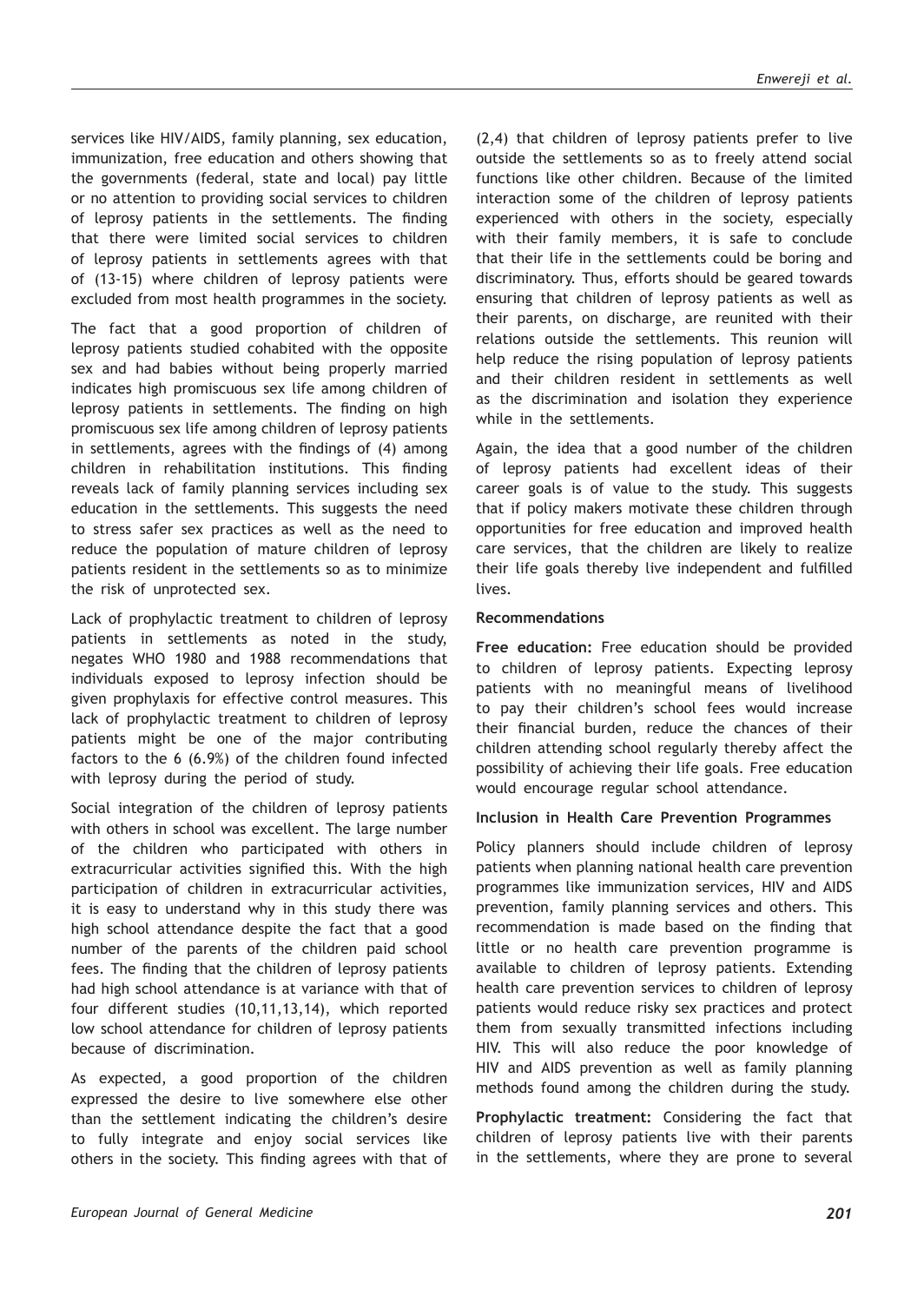services like HIV/AIDS, family planning, sex education, immunization, free education and others showing that the governments (federal, state and local) pay little or no attention to providing social services to children of leprosy patients in the settlements. The finding that there were limited social services to children of leprosy patients in settlements agrees with that of (13-15) where children of leprosy patients were excluded from most health programmes in the society.

The fact that a good proportion of children of leprosy patients studied cohabited with the opposite sex and had babies without being properly married indicates high promiscuous sex life among children of leprosy patients in settlements. The finding on high promiscuous sex life among children of leprosy patients in settlements, agrees with the findings of (4) among children in rehabilitation institutions. This finding reveals lack of family planning services including sex education in the settlements. This suggests the need to stress safer sex practices as well as the need to reduce the population of mature children of leprosy patients resident in the settlements so as to minimize the risk of unprotected sex.

Lack of prophylactic treatment to children of leprosy patients in settlements as noted in the study, negates WHO 1980 and 1988 recommendations that individuals exposed to leprosy infection should be given prophylaxis for effective control measures. This lack of prophylactic treatment to children of leprosy patients might be one of the major contributing factors to the 6 (6.9%) of the children found infected with leprosy during the period of study.

Social integration of the children of leprosy patients with others in school was excellent. The large number of the children who participated with others in extracurricular activities signified this. With the high participation of children in extracurricular activities, it is easy to understand why in this study there was high school attendance despite the fact that a good number of the parents of the children paid school fees. The finding that the children of leprosy patients had high school attendance is at variance with that of four different studies (10,11,13,14), which reported low school attendance for children of leprosy patients because of discrimination.

As expected, a good proportion of the children expressed the desire to live somewhere else other than the settlement indicating the children's desire to fully integrate and enjoy social services like others in the society. This finding agrees with that of (2,4) that children of leprosy patients prefer to live outside the settlements so as to freely attend social functions like other children. Because of the limited interaction some of the children of leprosy patients experienced with others in the society, especially with their family members, it is safe to conclude that their life in the settlements could be boring and discriminatory. Thus, efforts should be geared towards ensuring that children of leprosy patients as well as their parents, on discharge, are reunited with their relations outside the settlements. This reunion will help reduce the rising population of leprosy patients and their children resident in settlements as well as the discrimination and isolation they experience while in the settlements.

Again, the idea that a good number of the children of leprosy patients had excellent ideas of their career goals is of value to the study. This suggests that if policy makers motivate these children through opportunities for free education and improved health care services, that the children are likely to realize their life goals thereby live independent and fulfilled lives.

### Recommendations

**Free education:** Free education should be provided to children of leprosy patients. Expecting leprosy patients with no meaningful means of livelihood to pay their children's school fees would increase their financial burden, reduce the chances of their children attending school regularly thereby affect the possibility of achieving their life goals. Free education would encourage regular school attendance.

**Inclusion in Health Care Prevention Programmes**

Policy planners should include children of leprosy patients when planning national health care prevention programmes like immunization services, HIV and AIDS prevention, family planning services and others. This recommendation is made based on the finding that little or no health care prevention programme is available to children of leprosy patients. Extending health care prevention services to children of leprosy patients would reduce risky sex practices and protect them from sexually transmitted infections including HIV. This will also reduce the poor knowledge of HIV and AIDS prevention as well as family planning methods found among the children during the study.

**Prophylactic treatment:** Considering the fact that children of leprosy patients live with their parents in the settlements, where they are prone to several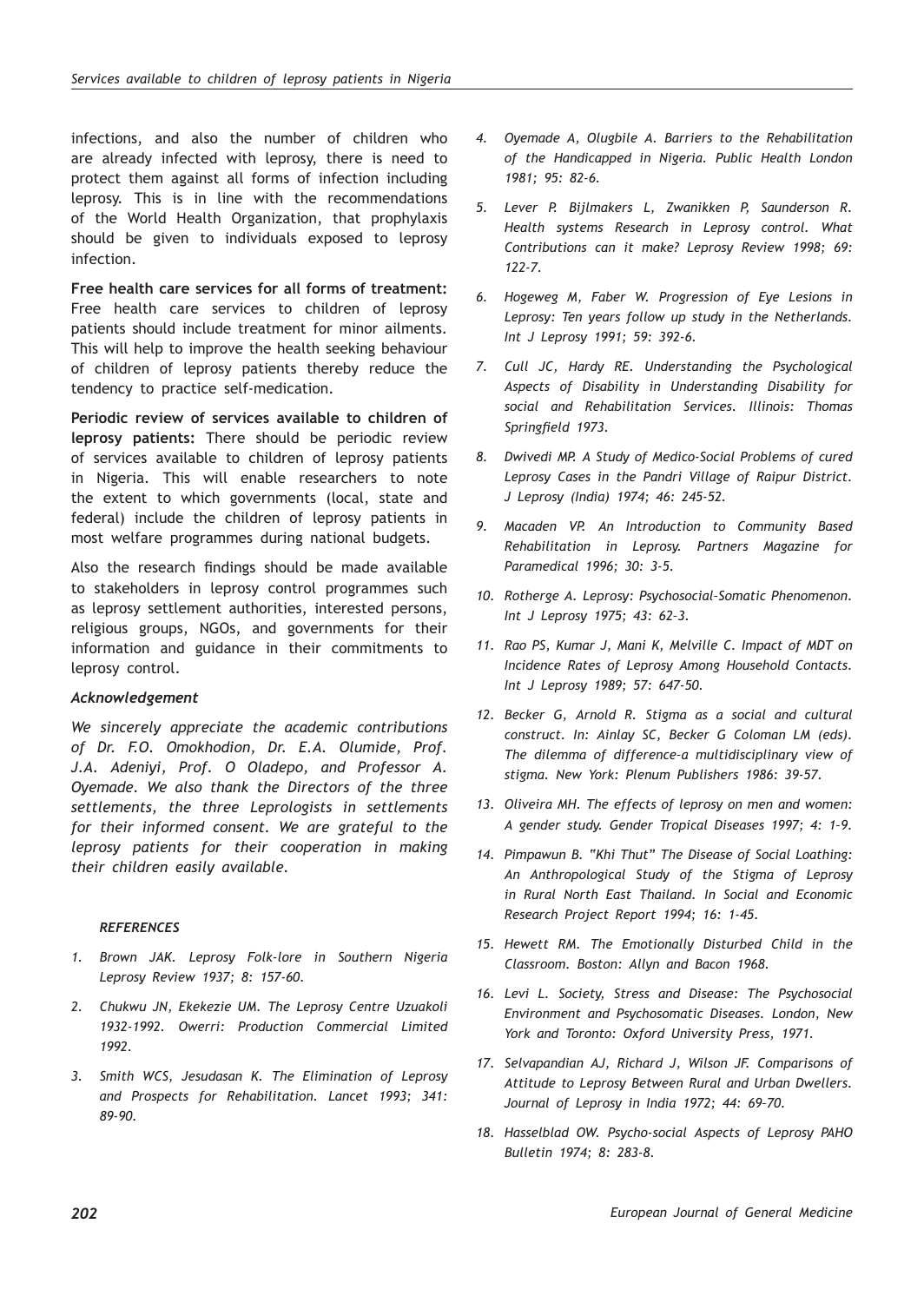infections, and also the number of children who are already infected with leprosy, there is need to protect them against all forms of infection including leprosy. This is in line with the recommendations of the World Health Organization, that prophylaxis should be given to individuals exposed to leprosy infection.

**Free health care services for all forms of treatment:** Free health care services to children of leprosy patients should include treatment for minor ailments. This will help to improve the health seeking behaviour of children of leprosy patients thereby reduce the tendency to practice self-medication.

**Periodic review of services available to children of leprosy patients:** There should be periodic review of services available to children of leprosy patients in Nigeria. This will enable researchers to note the extent to which governments (local, state and federal) include the children of leprosy patients in most welfare programmes during national budgets.

Also the research findings should be made available to stakeholders in leprosy control programmes such as leprosy settlement authorities, interested persons, religious groups, NGOs, and governments for their information and guidance in their commitments to leprosy control.

### *Acknowledgement*

*We sincerely appreciate the academic contributions of Dr. F.O. Omokhodion, Dr. E.A. Olumide, Prof. J.A. Adeniyi, Prof. O Oladepo, and Professor A. Oyemade. We also thank the Directors of the three settlements, the three Leprologists in settlements for their informed consent. We are grateful to the leprosy patients for their cooperation in making their children easily available.*

### *REFERENCES*

1. *Brown JAK. Leprosy Folk-lore in Southern Nigeria Leprosy Review 1937; 8: 157-60.*
2. *Chukwu JN, Ekekezie UM. The Leprosy Centre Uzuakoli 1932-1992. Owerri: Production Commercial Limited 1992.*
3. *Smith WCS, Jesudasan K. The Elimination of Leprosy and Prospects for Rehabilitation. Lancet 1993; 341: 89-90.*
4. *Oyemade A, Olugbile A. Barriers to the Rehabilitation of the Handicapped in Nigeria. Public Health London 1981; 95: 82-6.*
5. *Lever P. Bijlmakers L, Zwanikken P, Saunderson R. Health systems Research in Leprosy control. What Contributions can it make? Leprosy Review 1998; 69: 122-7.*
6. *Hogeweg M, Faber W. Progression of Eye Lesions in Leprosy: Ten years follow up study in the Netherlands. Int J Leprosy 1991; 59: 392-6.*
7. *Cull JC, Hardy RE. Understanding the Psychological Aspects of Disability in Understanding Disability for social and Rehabilitation Services. Illinois: Thomas Springfield 1973.*
8. *Dwivedi MP. A Study of Medico-Social Problems of cured Leprosy Cases in the Pandri Village of Raipur District. J Leprosy (India) 1974; 46: 245-52.*
9. *Macaden VP. An Introduction to Community Based Rehabilitation in Leprosy. Partners Magazine for Paramedical 1996; 30: 3-5.*
10. *Rotherge A. Leprosy: Psychosocial–Somatic Phenomenon. Int J Leprosy 1975; 43: 62–3.*
11. *Rao PS, Kumar J, Mani K, Melville C. Impact of MDT on Incidence Rates of Leprosy Among Household Contacts. Int J Leprosy 1989; 57: 647-50.*
12. *Becker G, Arnold R. Stigma as a social and cultural construct. In: Ainlay SC, Becker G Coloman LM (eds). The dilemma of difference–a multidisciplinary view of stigma. New York: Plenum Publishers 1986: 39-57.*
13. *Oliveira MH. The effects of leprosy on men and women: A gender study. Gender Tropical Diseases 1997; 4: 1-9.*
14. *Pimpawun B. "Khi Thut" The Disease of Social Loathing: An Anthropological Study of the Stigma of Leprosy in Rural North East Thailand. In Social and Economic Research Project Report 1994; 16: 1-45.*
15. *Hewett RM. The Emotionally Disturbed Child in the Classroom. Boston: Allyn and Bacon 1968.*
16. *Levi L. Society, Stress and Disease: The Psychosocial Environment and Psychosomatic Diseases. London, New York and Toronto: Oxford University Press, 1971.*
17. *Selvapandian AJ, Richard J, Wilson JF. Comparisons of Attitude to Leprosy Between Rural and Urban Dwellers. Journal of Leprosy in India 1972; 44: 69-70.*
18. *Hasselblad OW. Psycho-social Aspects of Leprosy PAHO Bulletin 1974; 8: 283-8.*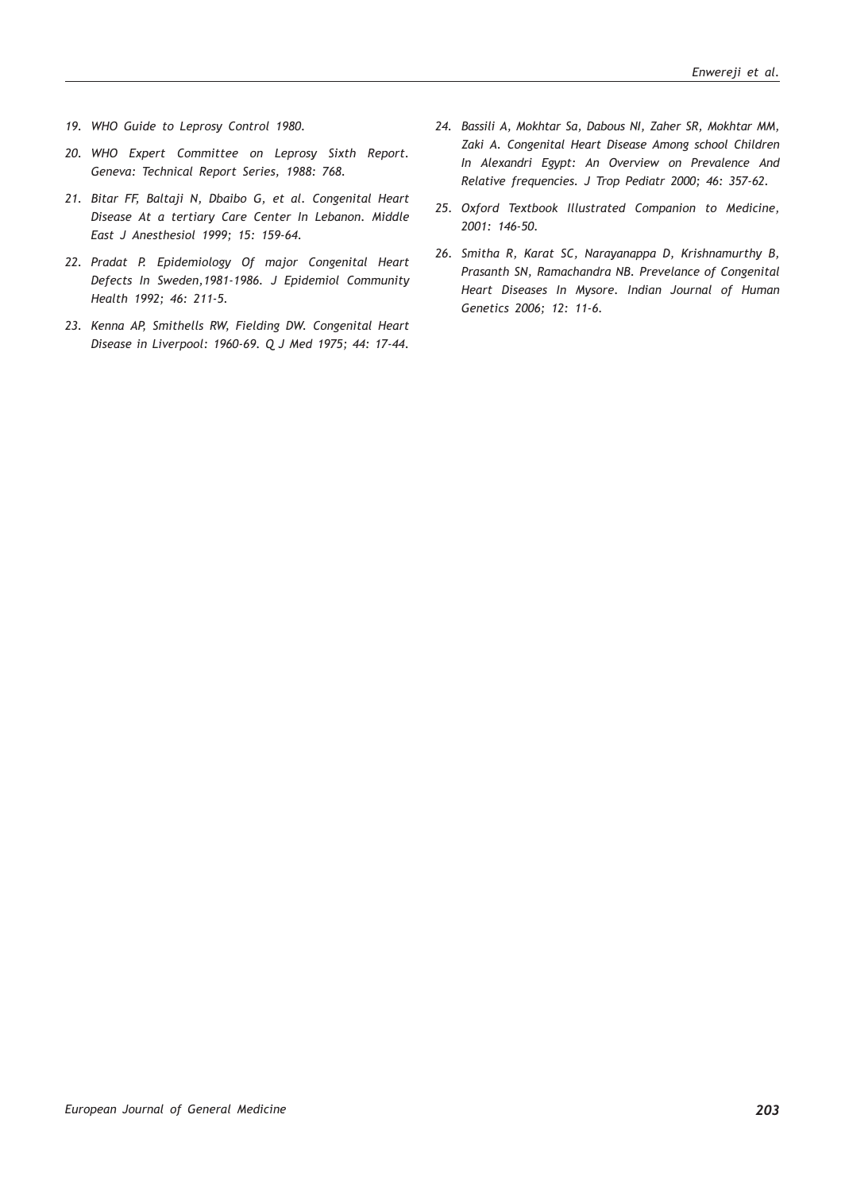19. *WHO Guide to Leprosy Control 1980.*
20. *WHO Expert Committee on Leprosy Sixth Report. Geneva: Technical Report Series, 1988: 768.*
21. *Bitar FF, Baltaji N, Dbaibo G, et al. Congenital Heart Disease At a tertiary Care Center In Lebanon. Middle East J Anesthesiol 1999; 15: 159-64.*
22. *Pradat P. Epidemiology Of major Congenital Heart Defects In Sweden,1981-1986. J Epidemiol Community Health 1992; 46: 211-5.*
23. *Kenna AP, Smithells RW, Fielding DW. Congenital Heart Disease in Liverpool: 1960-69. Q J Med 1975; 44: 17-44.*
24. *Bassili A, Mokhtar Sa, Dabous NI, Zaher SR, Mokhtar MM, Zaki A. Congenital Heart Disease Among school Children In Alexandri Egypt: An Overview on Prevalence And Relative frequencies. J Trop Pediatr 2000; 46: 357-62.*
25. *Oxford Textbook Illustrated Companion to Medicine, 2001: 146-50.*
26. *Smitha R, Karat SC, Narayanappa D, Krishnamurthy B, Prasanth SN, Ramachandra NB. Prevelance of Congenital Heart Diseases In Mysore. Indian Journal of Human Genetics 2006; 12: 11-6.*